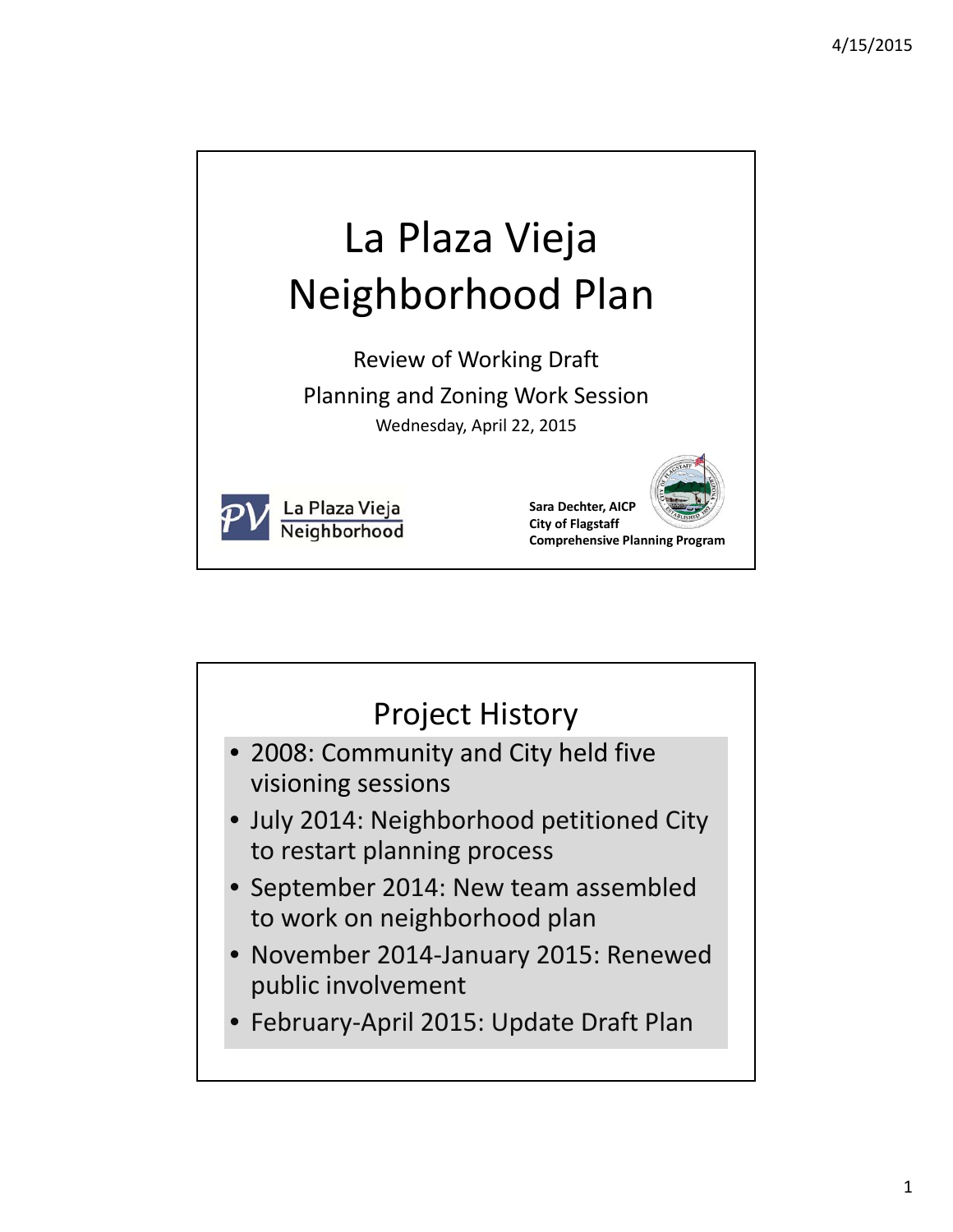# La Plaza Vieja Neighborhood Plan

Review of Working Draft

Planning and Zoning Work Session

Wednesday, April 22, 2015

La Plaza Vieja Neighborhood

**Sara Dechter, AICP**
**City of Flagstaff**
**Comprehensive Planning Program**

## Project History

- 2008: Community and City held five visioning sessions
- July 2014: Neighborhood petitioned City to restart planning process
- September 2014: New team assembled to work on neighborhood plan
- November 2014-January 2015: Renewed public involvement
- February-April 2015: Update Draft Plan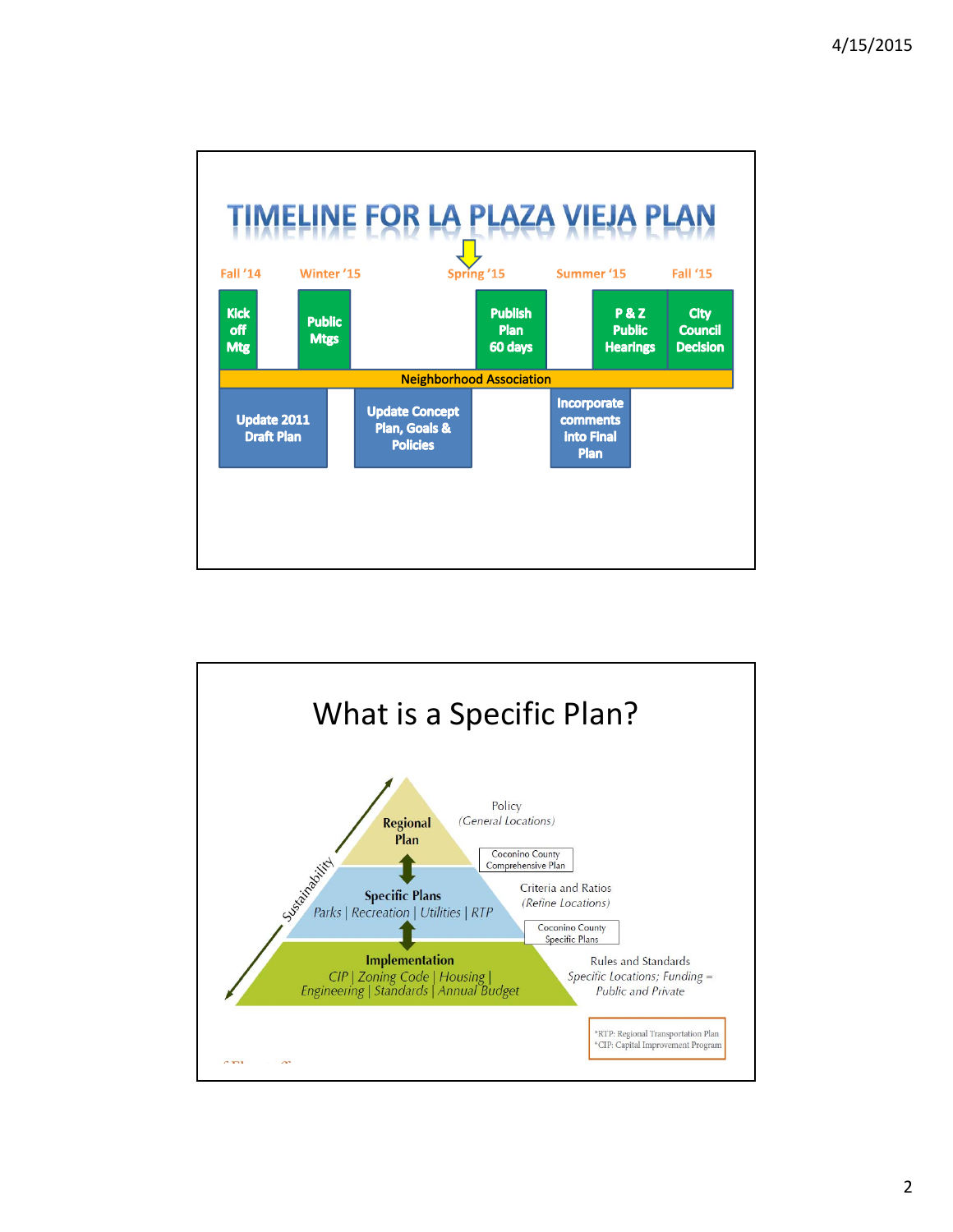# TIMELINE FOR LA PLAZA VIEJA PLAN

| Fall '14 | Winter '15 | | Spring '15 | Summer '15 | Fall '15 |
|---|---|---|---|---|---|
| Kick off Mtg | Public Mtgs | | Publish Plan 60 days | P & Z Public Hearings | City Council Decision |

**Neighborhood Association**

- Update 2011 Draft Plan
- Update Concept Plan, Goals & Policies
- Incorporate comments into Final Plan

# What is a Specific Plan?

Sustainability

**Regional Plan** — Policy *(General Locations)* — Coconino County Comprehensive Plan

**Specific Plans** — *Parks | Recreation | Utilities | RTP* — Criteria and Ratios *(Refine Locations)* — Coconino County Specific Plans

**Implementation** — *CIP | Zoning Code | Housing | Engineering | Standards | Annual Budget* — Rules and Standards *Specific Locations; Funding = Public and Private*

*RTP: Regional Transportation Plan
*CIP: Capital Improvement Program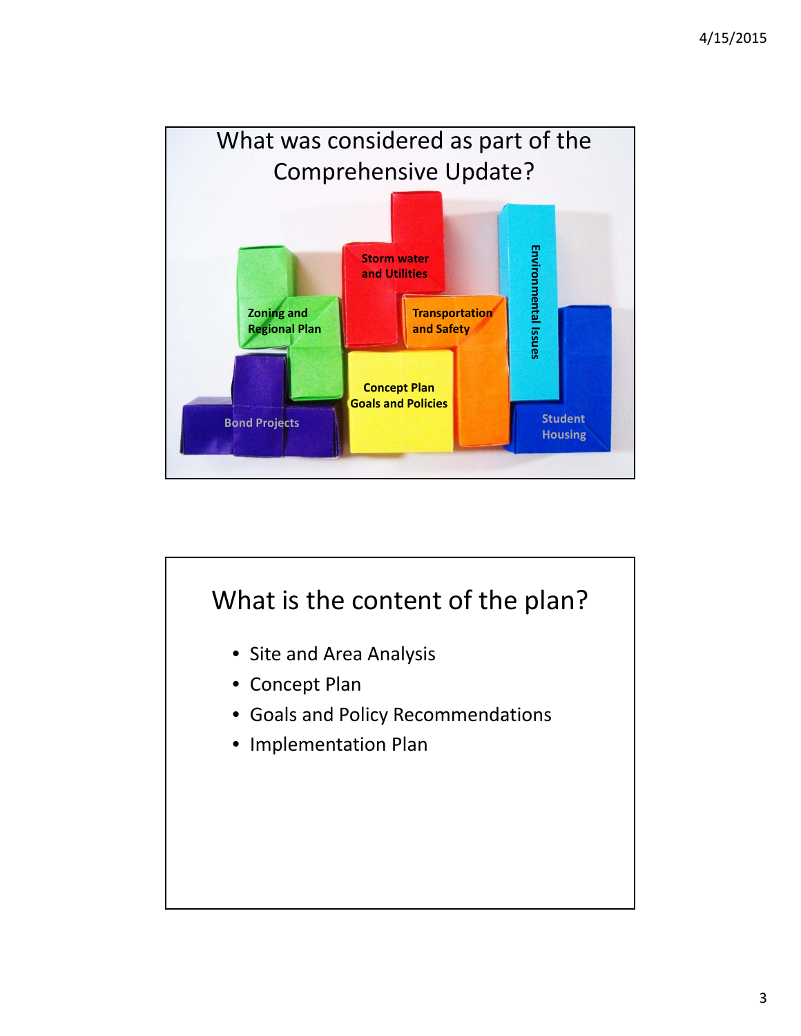## What was considered as part of the Comprehensive Update?

- Zoning and Regional Plan
- Storm water and Utilities
- Environmental Issues
- Transportation and Safety
- Concept Plan Goals and Policies
- Bond Projects
- Student Housing

## What is the content of the plan?

- Site and Area Analysis
- Concept Plan
- Goals and Policy Recommendations
- Implementation Plan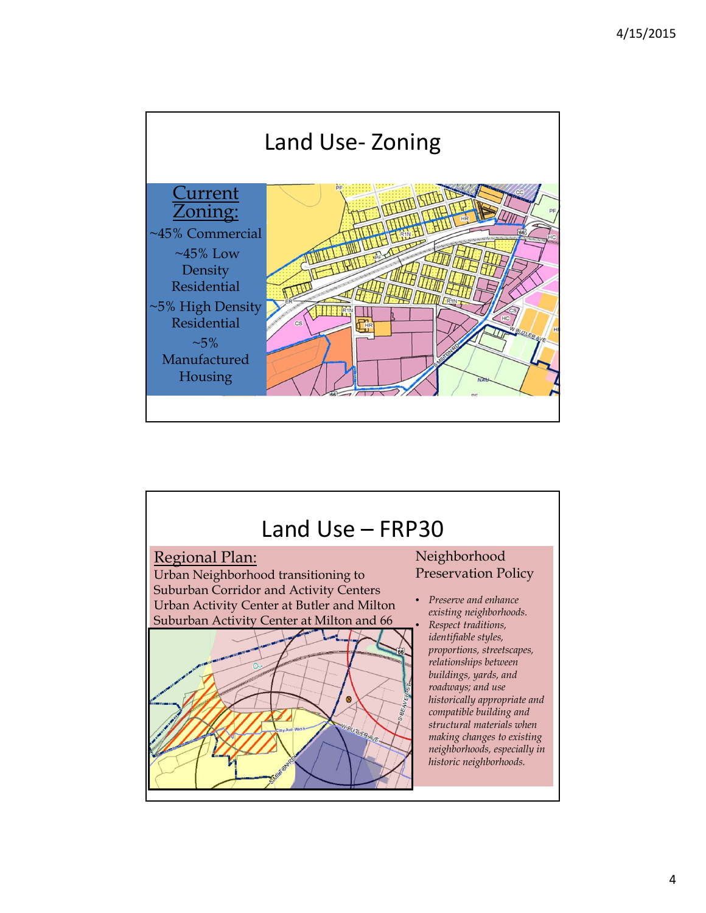## Land Use- Zoning

**Current Zoning:**

~45% Commercial

~45% Low Density Residential

~5% High Density Residential

~5% Manufactured Housing

## Land Use – FRP30

**Regional Plan:**

Urban Neighborhood transitioning to Suburban Corridor and Activity Centers

Urban Activity Center at Butler and Milton

Suburban Activity Center at Milton and 66

Neighborhood Preservation Policy

- *Preserve and enhance existing neighborhoods.*
- *Respect traditions, identifiable styles, proportions, streetscapes, relationships between buildings, yards, and roadways; and use historically appropriate and compatible building and structural materials when making changes to existing neighborhoods, especially in historic neighborhoods.*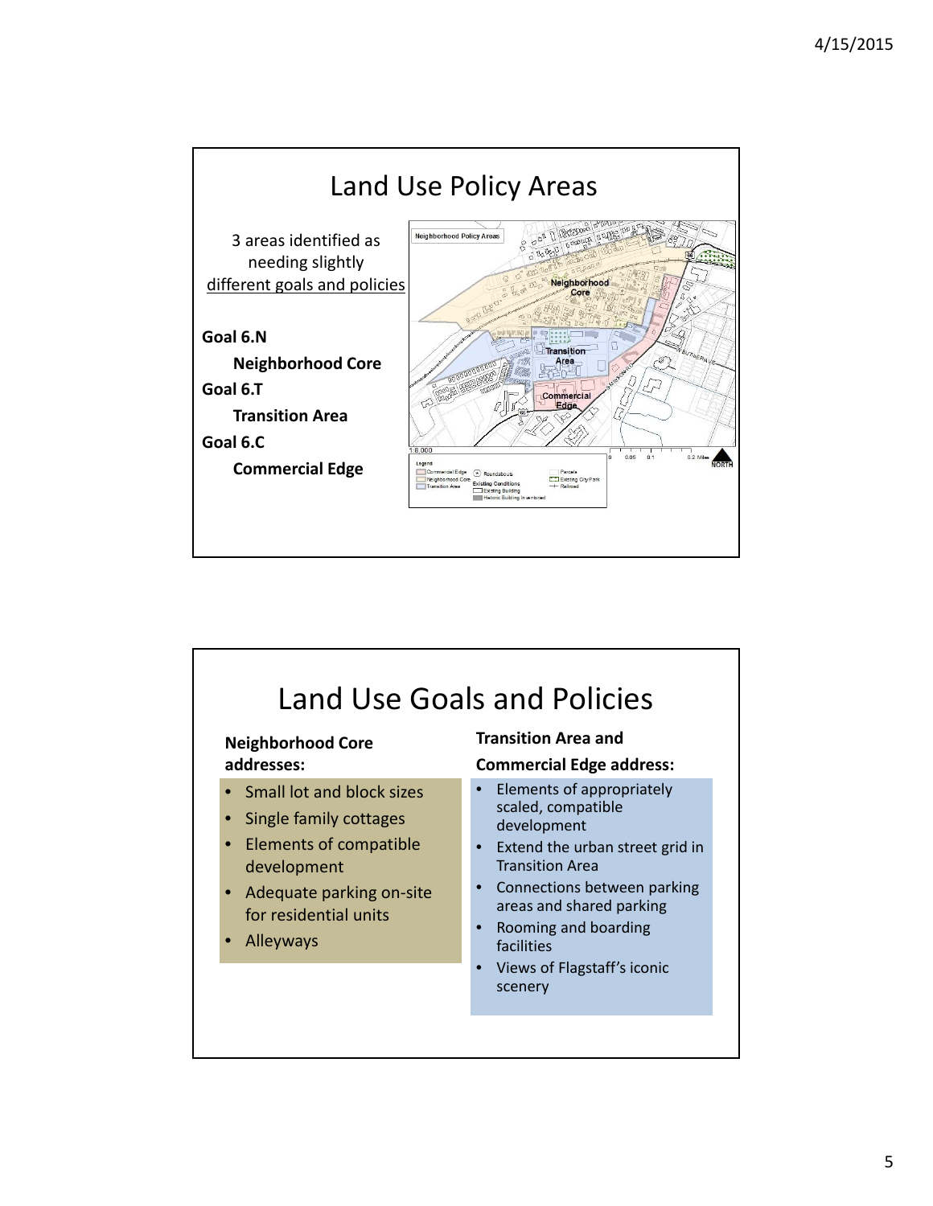## Land Use Policy Areas

3 areas identified as needing slightly different goals and policies

**Goal 6.N**

**Neighborhood Core**

**Goal 6.T**

**Transition Area**

**Goal 6.C**

**Commercial Edge**

## Land Use Goals and Policies

**Neighborhood Core addresses:**

- Small lot and block sizes
- Single family cottages
- Elements of compatible development
- Adequate parking on-site for residential units
- Alleyways

**Transition Area and Commercial Edge address:**

- Elements of appropriately scaled, compatible development
- Extend the urban street grid in Transition Area
- Connections between parking areas and shared parking
- Rooming and boarding facilities
- Views of Flagstaff's iconic scenery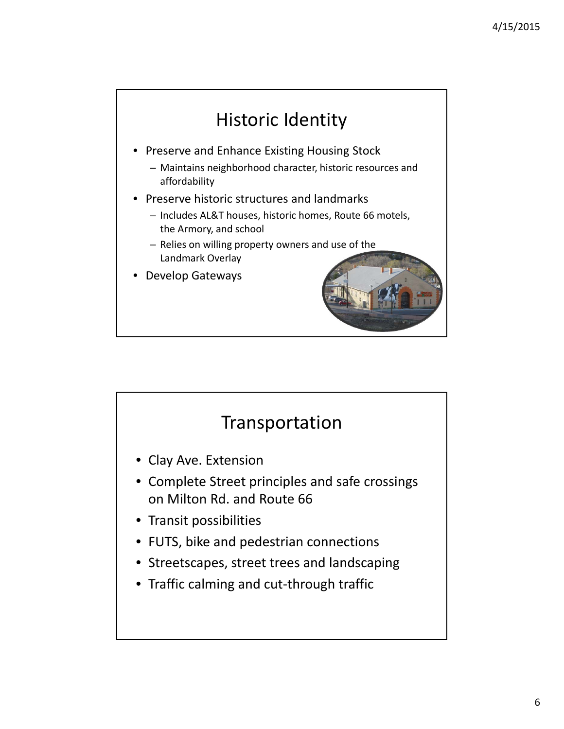## Historic Identity

- Preserve and Enhance Existing Housing Stock
  - Maintains neighborhood character, historic resources and affordability
- Preserve historic structures and landmarks
  - Includes AL&T houses, historic homes, Route 66 motels, the Armory, and school
  - Relies on willing property owners and use of the Landmark Overlay
- Develop Gateways

## Transportation

- Clay Ave. Extension
- Complete Street principles and safe crossings on Milton Rd. and Route 66
- Transit possibilities
- FUTS, bike and pedestrian connections
- Streetscapes, street trees and landscaping
- Traffic calming and cut-through traffic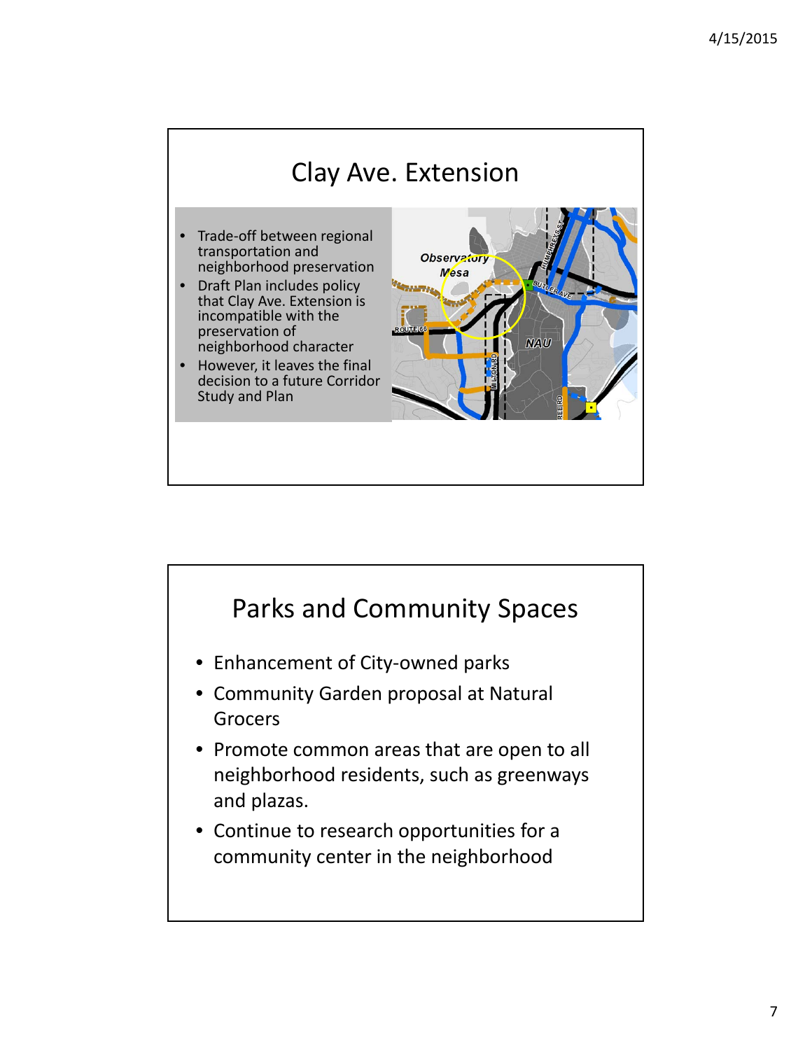# Clay Ave. Extension

- Trade-off between regional transportation and neighborhood preservation
- Draft Plan includes policy that Clay Ave. Extension is incompatible with the preservation of neighborhood character
- However, it leaves the final decision to a future Corridor Study and Plan

# Parks and Community Spaces

- Enhancement of City-owned parks
- Community Garden proposal at Natural Grocers
- Promote common areas that are open to all neighborhood residents, such as greenways and plazas.
- Continue to research opportunities for a community center in the neighborhood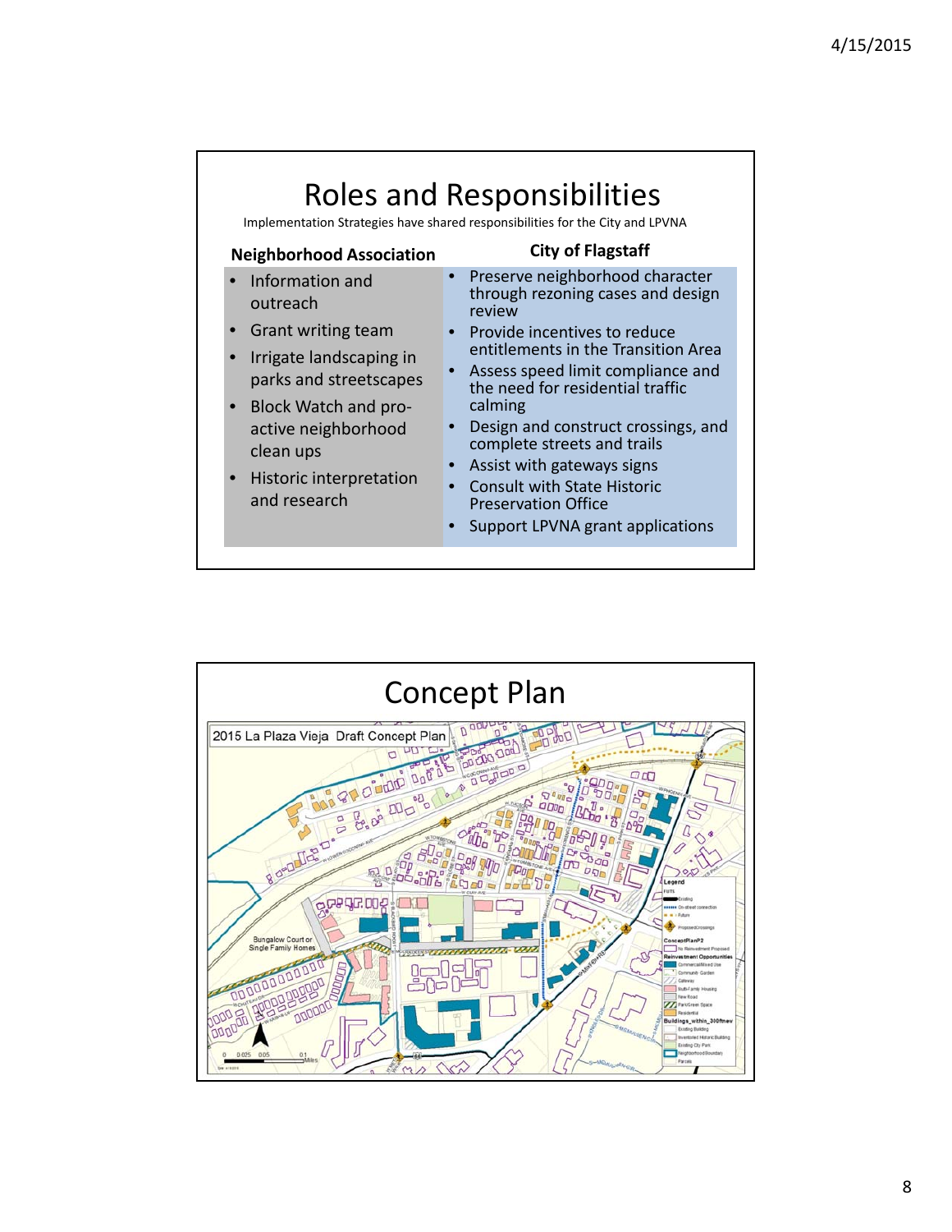## Roles and Responsibilities

Implementation Strategies have shared responsibilities for the City and LPVNA

| Neighborhood Association | City of Flagstaff |
|---|---|
| • Information and outreach<br>• Grant writing team<br>• Irrigate landscaping in parks and streetscapes<br>• Block Watch and pro-active neighborhood clean ups<br>• Historic interpretation and research | • Preserve neighborhood character through rezoning cases and design review<br>• Provide incentives to reduce entitlements in the Transition Area<br>• Assess speed limit compliance and the need for residential traffic calming<br>• Design and construct crossings, and complete streets and trails<br>• Assist with gateways signs<br>• Consult with State Historic Preservation Office<br>• Support LPVNA grant applications |

## Concept Plan

2015 La Plaza Vieja Draft Concept Plan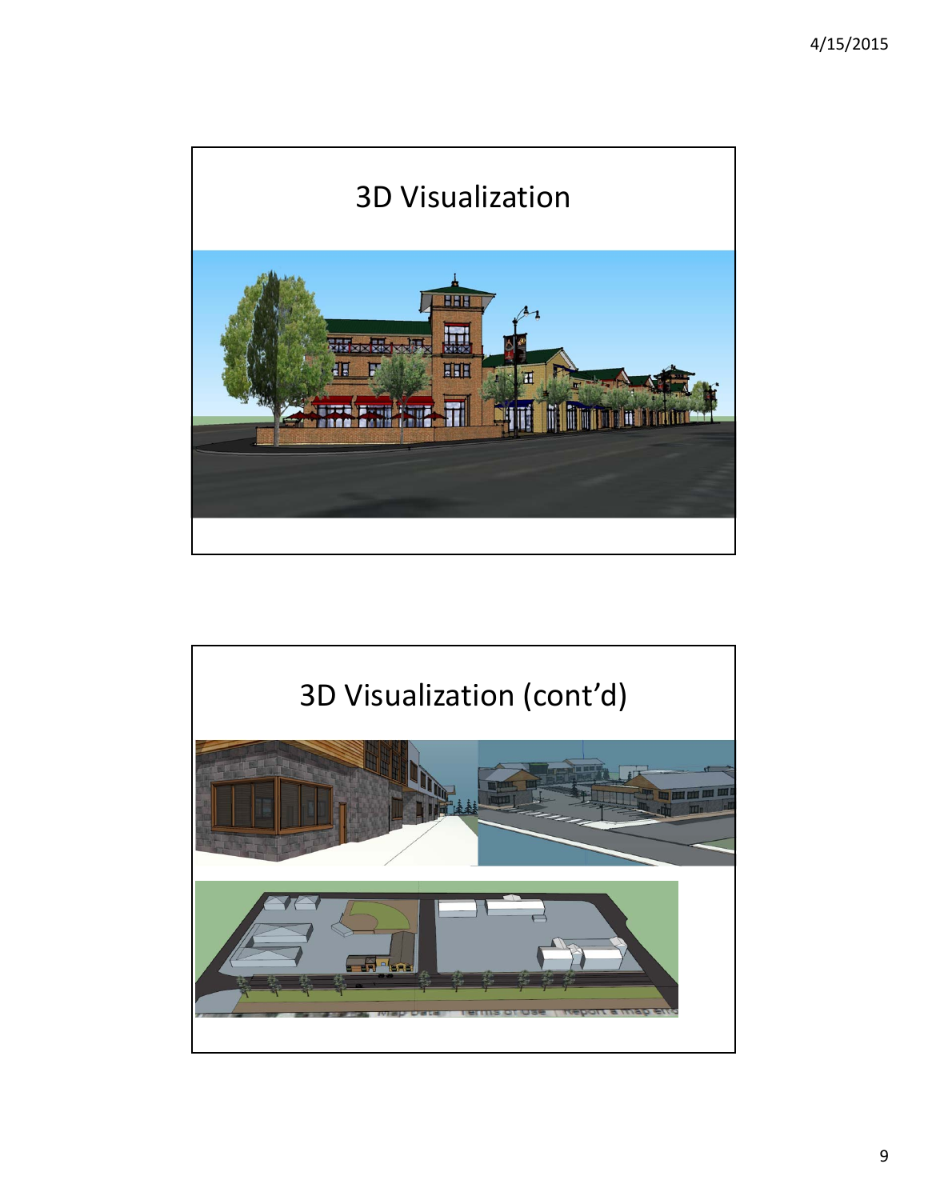# 3D Visualization

# 3D Visualization (cont'd)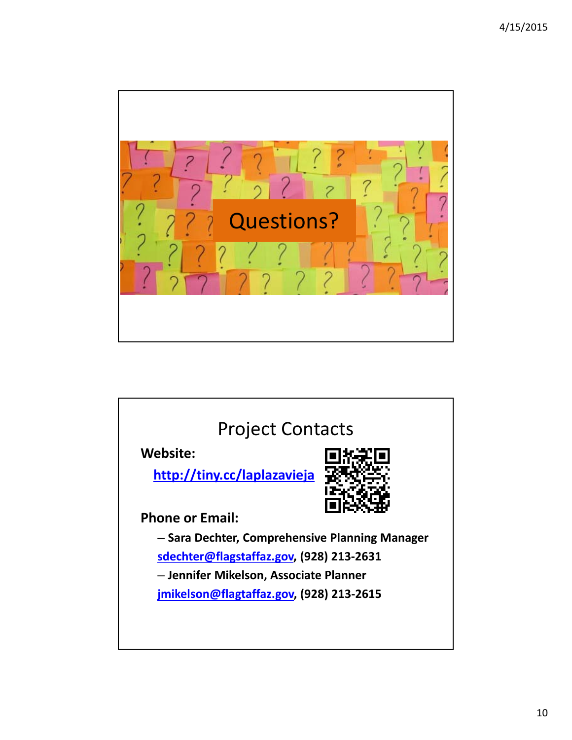Questions?

## Project Contacts

**Website:**

**http://tiny.cc/laplazavieja**

**Phone or Email:**

- **Sara Dechter, Comprehensive Planning Manager**
  **sdechter@flagstaffaz.gov, (928) 213-2631**
- **Jennifer Mikelson, Associate Planner**
  **jmikelson@flagtaffaz.gov, (928) 213-2615**